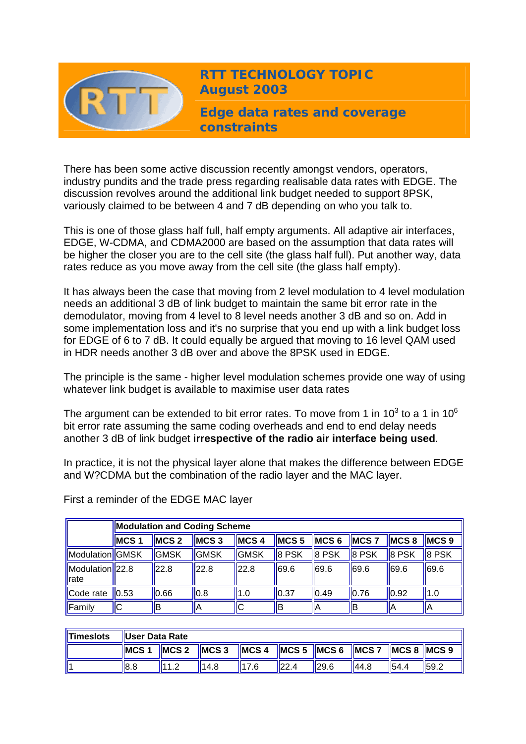# RTT TECHNOLOGY TOPIC
## August 2003

## Edge data rates and coverage constraints

There has been some active discussion recently amongst vendors, operators, industry pundits and the trade press regarding realisable data rates with EDGE. The discussion revolves around the additional link budget needed to support 8PSK, variously claimed to be between 4 and 7 dB depending on who you talk to.

This is one of those glass half full, half empty arguments. All adaptive air interfaces, EDGE, W-CDMA, and CDMA2000 are based on the assumption that data rates will be higher the closer you are to the cell site (the glass half full). Put another way, data rates reduce as you move away from the cell site (the glass half empty).

It has always been the case that moving from 2 level modulation to 4 level modulation needs an additional 3 dB of link budget to maintain the same bit error rate in the demodulator, moving from 4 level to 8 level needs another 3 dB and so on. Add in some implementation loss and it's no surprise that you end up with a link budget loss for EDGE of 6 to 7 dB. It could equally be argued that moving to 16 level QAM used in HDR needs another 3 dB over and above the 8PSK used in EDGE.

The principle is the same - higher level modulation schemes provide one way of using whatever link budget is available to maximise user data rates

The argument can be extended to bit error rates. To move from 1 in $10^3$ to a 1 in $10^6$ bit error rate assuming the same coding overheads and end to end delay needs another 3 dB of link budget **irrespective of the radio air interface being used**.

In practice, it is not the physical layer alone that makes the difference between EDGE and W?CDMA but the combination of the radio layer and the MAC layer.

First a reminder of the EDGE MAC layer

| | **Modulation and Coding Scheme** | | | | | | | | |
|---|---|---|---|---|---|---|---|---|---|
| | **MCS 1** | **MCS 2** | **MCS 3** | **MCS 4** | **MCS 5** | **MCS 6** | **MCS 7** | **MCS 8** | **MCS 9** |
| Modulation | GMSK | GMSK | GMSK | GMSK | 8 PSK | 8 PSK | 8 PSK | 8 PSK | 8 PSK |
| Modulation rate | 22.8 | 22.8 | 22.8 | 22.8 | 69.6 | 69.6 | 69.6 | 69.6 | 69.6 |
| Code rate | 0.53 | 0.66 | 0.8 | 1.0 | 0.37 | 0.49 | 0.76 | 0.92 | 1.0 |
| Family | C | B | A | C | B | A | B | A | A |

| **Timeslots** | **User Data Rate** | | | | | | | | |
|---|---|---|---|---|---|---|---|---|---|
| | **MCS 1** | **MCS 2** | **MCS 3** | **MCS 4** | **MCS 5** | **MCS 6** | **MCS 7** | **MCS 8** | **MCS 9** |
| 1 | 8.8 | 11.2 | 14.8 | 17.6 | 22.4 | 29.6 | 44.8 | 54.4 | 59.2 |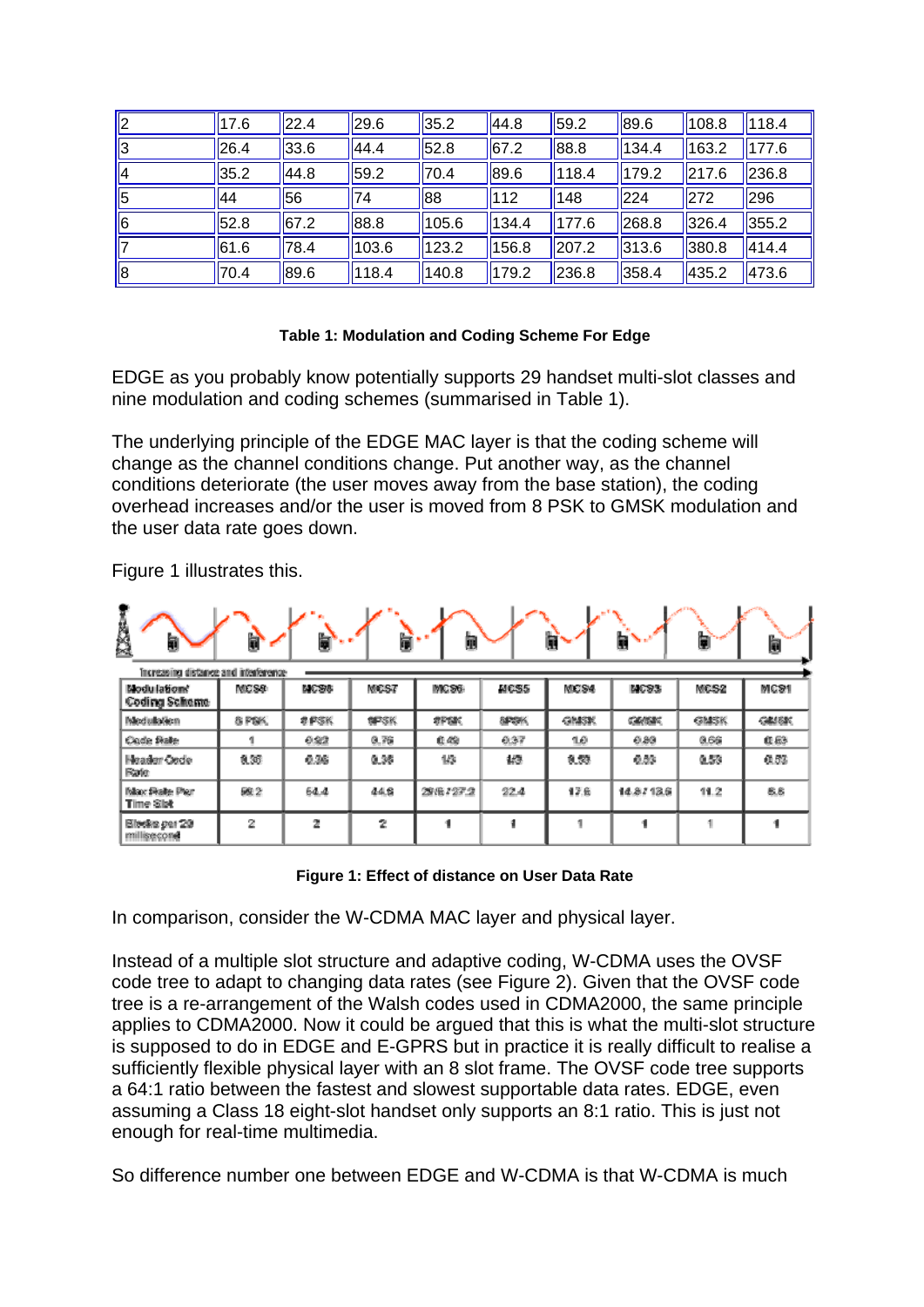| 2 | 17.6 | 22.4 | 29.6 | 35.2 | 44.8 | 59.2 | 89.6 | 108.8 | 118.4 |
|---|---|---|---|---|---|---|---|---|---|
| 3 | 26.4 | 33.6 | 44.4 | 52.8 | 67.2 | 88.8 | 134.4 | 163.2 | 177.6 |
| 4 | 35.2 | 44.8 | 59.2 | 70.4 | 89.6 | 118.4 | 179.2 | 217.6 | 236.8 |
| 5 | 44 | 56 | 74 | 88 | 112 | 148 | 224 | 272 | 296 |
| 6 | 52.8 | 67.2 | 88.8 | 105.6 | 134.4 | 177.6 | 268.8 | 326.4 | 355.2 |
| 7 | 61.6 | 78.4 | 103.6 | 123.2 | 156.8 | 207.2 | 313.6 | 380.8 | 414.4 |
| 8 | 70.4 | 89.6 | 118.4 | 140.8 | 179.2 | 236.8 | 358.4 | 435.2 | 473.6 |

**Table 1: Modulation and Coding Scheme For Edge**

EDGE as you probably know potentially supports 29 handset multi-slot classes and nine modulation and coding schemes (summarised in Table 1).

The underlying principle of the EDGE MAC layer is that the coding scheme will change as the channel conditions change. Put another way, as the channel conditions deteriorate (the user moves away from the base station), the coding overhead increases and/or the user is moved from 8 PSK to GMSK modulation and the user data rate goes down.

Figure 1 illustrates this.

Increasing distance and interference

| Modulation/ Coding Scheme | MCS9 | MCS8 | MCS7 | MCS6 | MCS5 | MCS4 | MCS3 | MCS2 | MCS1 |
|---|---|---|---|---|---|---|---|---|---|
| Modulation | 8 PSK | 8 PSK | 8PSK | 8PSK | 8PSK | GMSK | GMSK | GMSK | GMSK |
| Code Rate | 1 | 0.92 | 0.76 | 0.49 | 0.37 | 1.0 | 0.80 | 0.66 | 0.53 |
| Header Code Rate | 0.36 | 0.36 | 0.36 | 1/3 | 1/3 | 0.53 | 0.53 | 0.53 | 0.53 |
| Max Rate Per Time Slot | 59.2 | 54.4 | 44.8 | 29.6 / 27.2 | 22.4 | 17.6 | 14.8 / 13.6 | 11.2 | 8.8 |
| Blocks per 20 millisecond | 2 | 2 | 2 | 1 | 1 | 1 | 1 | 1 | 1 |

**Figure 1: Effect of distance on User Data Rate**

In comparison, consider the W-CDMA MAC layer and physical layer.

Instead of a multiple slot structure and adaptive coding, W-CDMA uses the OVSF code tree to adapt to changing data rates (see Figure 2). Given that the OVSF code tree is a re-arrangement of the Walsh codes used in CDMA2000, the same principle applies to CDMA2000. Now it could be argued that this is what the multi-slot structure is supposed to do in EDGE and E-GPRS but in practice it is really difficult to realise a sufficiently flexible physical layer with an 8 slot frame. The OVSF code tree supports a 64:1 ratio between the fastest and slowest supportable data rates. EDGE, even assuming a Class 18 eight-slot handset only supports an 8:1 ratio. This is just not enough for real-time multimedia.

So difference number one between EDGE and W-CDMA is that W-CDMA is much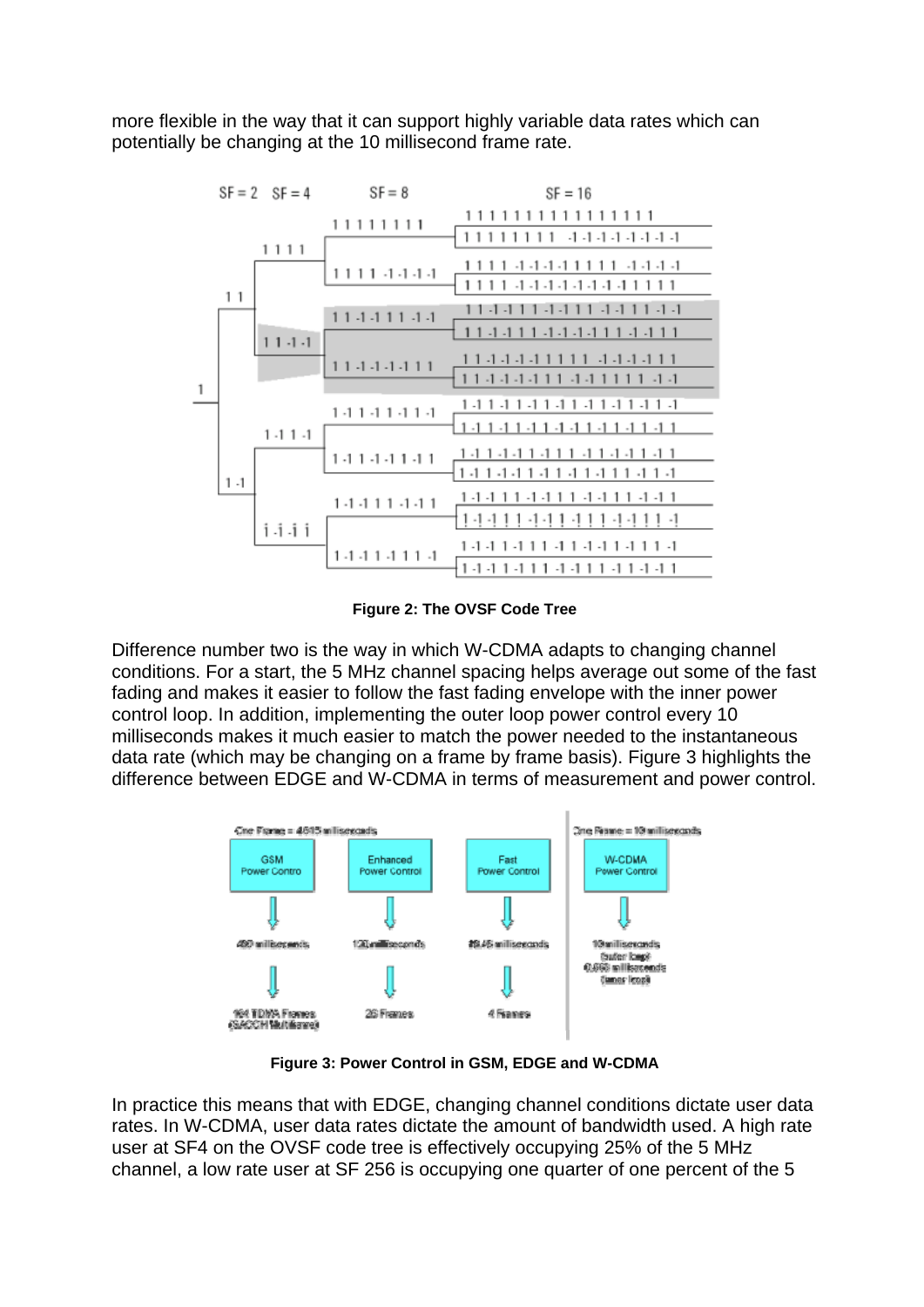more flexible in the way that it can support highly variable data rates which can potentially be changing at the 10 millisecond frame rate.

**Figure 2: The OVSF Code Tree**

Difference number two is the way in which W-CDMA adapts to changing channel conditions. For a start, the 5 MHz channel spacing helps average out some of the fast fading and makes it easier to follow the fast fading envelope with the inner power control loop. In addition, implementing the outer loop power control every 10 milliseconds makes it much easier to match the power needed to the instantaneous data rate (which may be changing on a frame by frame basis). Figure 3 highlights the difference between EDGE and W-CDMA in terms of measurement and power control.

**Figure 3: Power Control in GSM, EDGE and W-CDMA**

In practice this means that with EDGE, changing channel conditions dictate user data rates. In W-CDMA, user data rates dictate the amount of bandwidth used. A high rate user at SF4 on the OVSF code tree is effectively occupying 25% of the 5 MHz channel, a low rate user at SF 256 is occupying one quarter of one percent of the 5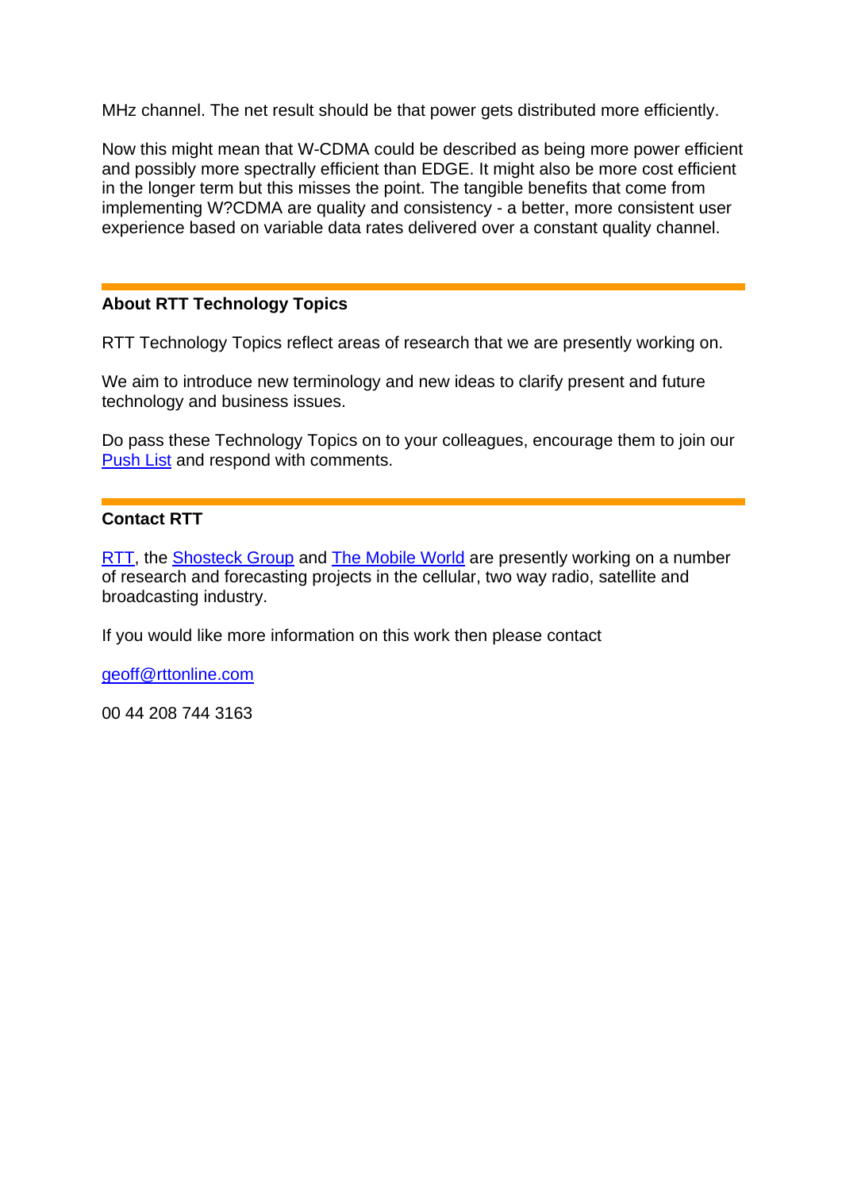MHz channel. The net result should be that power gets distributed more efficiently.

Now this might mean that W-CDMA could be described as being more power efficient and possibly more spectrally efficient than EDGE. It might also be more cost efficient in the longer term but this misses the point. The tangible benefits that come from implementing W?CDMA are quality and consistency - a better, more consistent user experience based on variable data rates delivered over a constant quality channel.

---

**About RTT Technology Topics**

RTT Technology Topics reflect areas of research that we are presently working on.

We aim to introduce new terminology and new ideas to clarify present and future technology and business issues.

Do pass these Technology Topics on to your colleagues, encourage them to join our Push List and respond with comments.

---

**Contact RTT**

RTT, the Shosteck Group and The Mobile World are presently working on a number of research and forecasting projects in the cellular, two way radio, satellite and broadcasting industry.

If you would like more information on this work then please contact

geoff@rttonline.com

00 44 208 744 3163